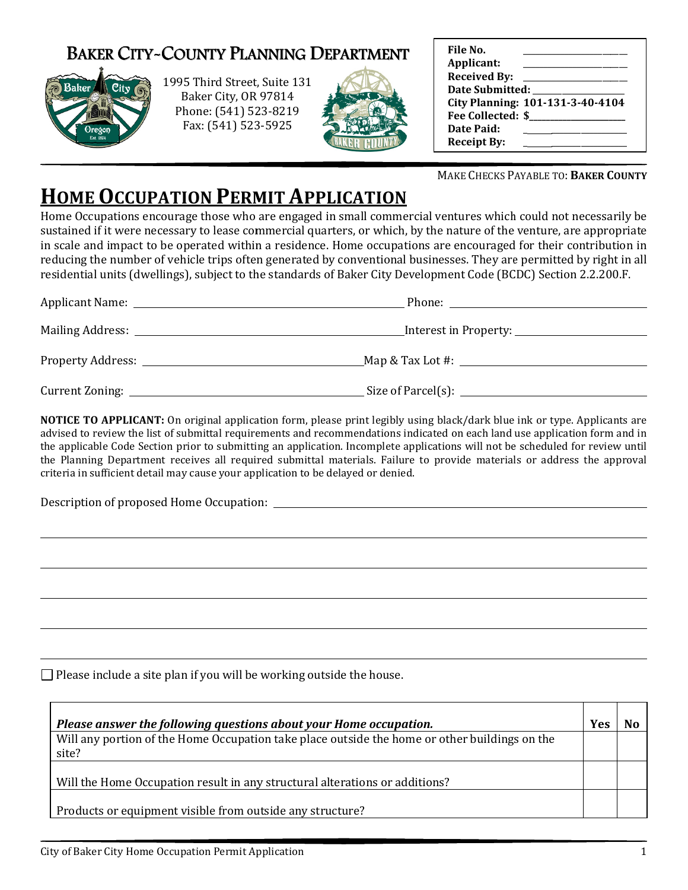# BAKER CITY-COUNTY PLANNING DEPARTMENT

1995 Third Street, Suite 131
Baker City, OR 97814
Phone: (541) 523-8219
Fax: (541) 523-5925

| | |
|---|---|
| **File No.** | ______________ |
| **Applicant:** | ______________ |
| **Received By:** | ______________ |
| **Date Submitted:** | ______________ |
| **City Planning:** | **101-131-3-40-4104** |
| **Fee Collected:** | **$**______________ |
| **Date Paid:** | ______________ |
| **Receipt By:** | ______________ |

MAKE CHECKS PAYABLE TO: **BAKER COUNTY**

# HOME OCCUPATION PERMIT APPLICATION

Home Occupations encourage those who are engaged in small commercial ventures which could not necessarily be sustained if it were necessary to lease commercial quarters, or which, by the nature of the venture, are appropriate in scale and impact to be operated within a residence. Home occupations are encouraged for their contribution in reducing the number of vehicle trips often generated by conventional businesses. They are permitted by right in all residential units (dwellings), subject to the standards of Baker City Development Code (BCDC) Section 2.2.200.F.

Applicant Name: ______________________________ Phone: ______________________

Mailing Address: ______________________________ Interest in Property: ______________________

Property Address: ______________________________ Map & Tax Lot #: ______________________

Current Zoning: ______________________________ Size of Parcel(s): ______________________

**NOTICE TO APPLICANT:** On original application form, please print legibly using black/dark blue ink or type. Applicants are advised to review the list of submittal requirements and recommendations indicated on each land use application form and in the applicable Code Section prior to submitting an application. Incomplete applications will not be scheduled for review until the Planning Department receives all required submittal materials. Failure to provide materials or address the approval criteria in sufficient detail may cause your application to be delayed or denied.

Description of proposed Home Occupation: ______________________________________________

______________________________________________________________________________

______________________________________________________________________________

______________________________________________________________________________

______________________________________________________________________________

______________________________________________________________________________

☐ Please include a site plan if you will be working outside the house.

| ***Please answer the following questions about your Home occupation.*** | **Yes** | **No** |
|---|---|---|
| Will any portion of the Home Occupation take place outside the home or other buildings on the site? | | |
| Will the Home Occupation result in any structural alterations or additions? | | |
| Products or equipment visible from outside any structure? | | |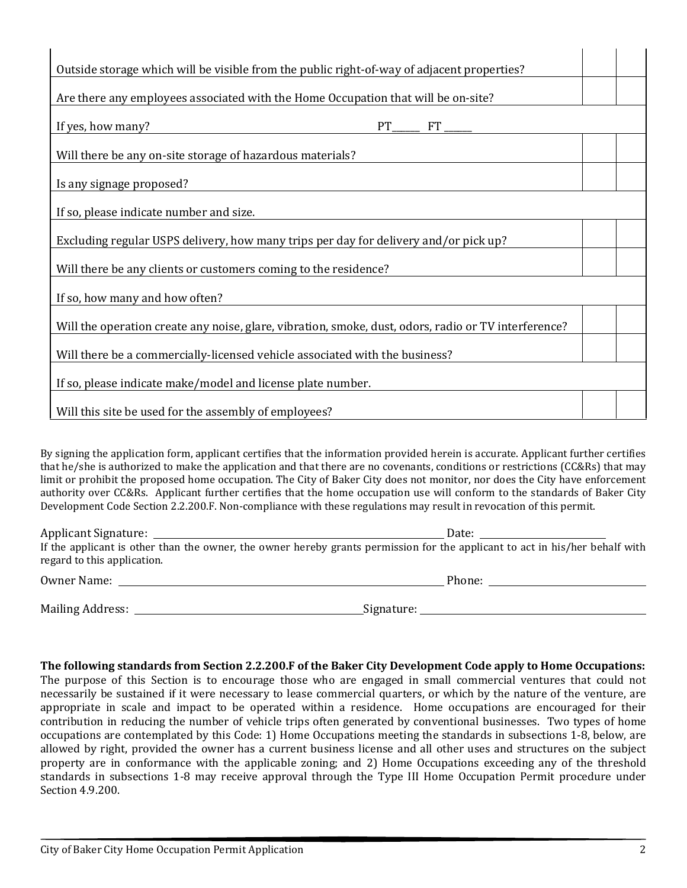| | | |
|---|---|---|
| Outside storage which will be visible from the public right-of-way of adjacent properties? | | |
| Are there any employees associated with the Home Occupation that will be on-site? | | |
| If yes, how many? PT______ FT ______ | | |
| Will there be any on-site storage of hazardous materials? | | |
| Is any signage proposed? | | |
| If so, please indicate number and size. | | |
| Excluding regular USPS delivery, how many trips per day for delivery and/or pick up? | | |
| Will there be any clients or customers coming to the residence? | | |
| If so, how many and how often? | | |
| Will the operation create any noise, glare, vibration, smoke, dust, odors, radio or TV interference? | | |
| Will there be a commercially-licensed vehicle associated with the business? | | |
| If so, please indicate make/model and license plate number. | | |
| Will this site be used for the assembly of employees? | | |

By signing the application form, applicant certifies that the information provided herein is accurate. Applicant further certifies that he/she is authorized to make the application and that there are no covenants, conditions or restrictions (CC&Rs) that may limit or prohibit the proposed home occupation. The City of Baker City does not monitor, nor does the City have enforcement authority over CC&Rs. Applicant further certifies that the home occupation use will conform to the standards of Baker City Development Code Section 2.2.200.F. Non-compliance with these regulations may result in revocation of this permit.

Applicant Signature: ______________________________ Date: ______________

If the applicant is other than the owner, the owner hereby grants permission for the applicant to act in his/her behalf with regard to this application.

Owner Name: ______________________________ Phone: ______________

Mailing Address: ______________________________ Signature: ______________

**The following standards from Section 2.2.200.F of the Baker City Development Code apply to Home Occupations:** The purpose of this Section is to encourage those who are engaged in small commercial ventures that could not necessarily be sustained if it were necessary to lease commercial quarters, or which by the nature of the venture, are appropriate in scale and impact to be operated within a residence. Home occupations are encouraged for their contribution in reducing the number of vehicle trips often generated by conventional businesses. Two types of home occupations are contemplated by this Code: 1) Home Occupations meeting the standards in subsections 1-8, below, are allowed by right, provided the owner has a current business license and all other uses and structures on the subject property are in conformance with the applicable zoning; and 2) Home Occupations exceeding any of the threshold standards in subsections 1-8 may receive approval through the Type III Home Occupation Permit procedure under Section 4.9.200.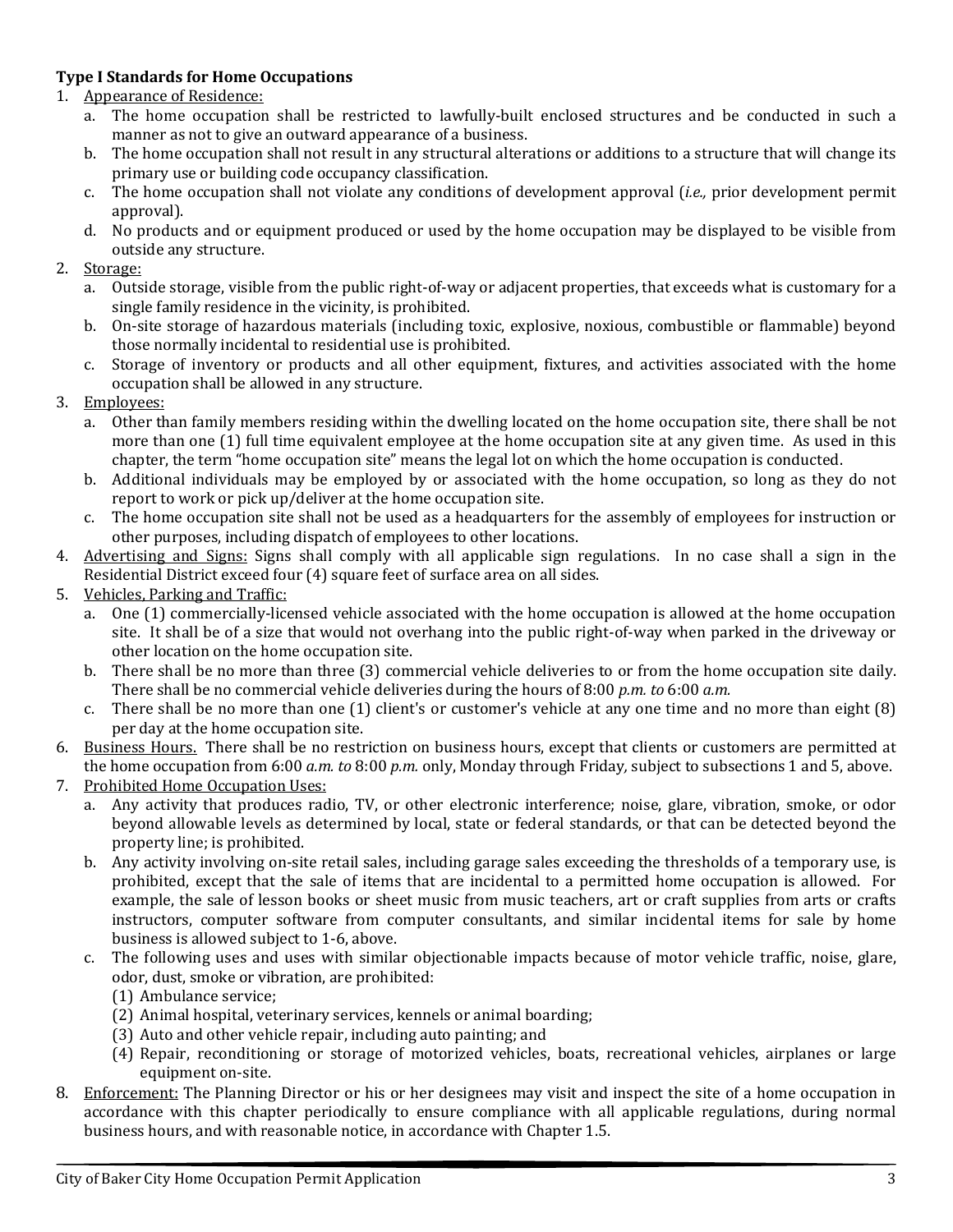**Type I Standards for Home Occupations**

1. Appearance of Residence:
   a. The home occupation shall be restricted to lawfully-built enclosed structures and be conducted in such a manner as not to give an outward appearance of a business.
   b. The home occupation shall not result in any structural alterations or additions to a structure that will change its primary use or building code occupancy classification.
   c. The home occupation shall not violate any conditions of development approval (*i.e.,* prior development permit approval).
   d. No products and or equipment produced or used by the home occupation may be displayed to be visible from outside any structure.
2. Storage:
   a. Outside storage, visible from the public right-of-way or adjacent properties, that exceeds what is customary for a single family residence in the vicinity, is prohibited.
   b. On-site storage of hazardous materials (including toxic, explosive, noxious, combustible or flammable) beyond those normally incidental to residential use is prohibited.
   c. Storage of inventory or products and all other equipment, fixtures, and activities associated with the home occupation shall be allowed in any structure.
3. Employees:
   a. Other than family members residing within the dwelling located on the home occupation site, there shall be not more than one (1) full time equivalent employee at the home occupation site at any given time. As used in this chapter, the term "home occupation site" means the legal lot on which the home occupation is conducted.
   b. Additional individuals may be employed by or associated with the home occupation, so long as they do not report to work or pick up/deliver at the home occupation site.
   c. The home occupation site shall not be used as a headquarters for the assembly of employees for instruction or other purposes, including dispatch of employees to other locations.
4. Advertising and Signs: Signs shall comply with all applicable sign regulations. In no case shall a sign in the Residential District exceed four (4) square feet of surface area on all sides.
5. Vehicles, Parking and Traffic:
   a. One (1) commercially-licensed vehicle associated with the home occupation is allowed at the home occupation site. It shall be of a size that would not overhang into the public right-of-way when parked in the driveway or other location on the home occupation site.
   b. There shall be no more than three (3) commercial vehicle deliveries to or from the home occupation site daily. There shall be no commercial vehicle deliveries during the hours of 8:00 *p.m. to* 6:00 *a.m.*
   c. There shall be no more than one (1) client's or customer's vehicle at any one time and no more than eight (8) per day at the home occupation site.
6. Business Hours. There shall be no restriction on business hours, except that clients or customers are permitted at the home occupation from 6:00 *a.m. to* 8:00 *p.m.* only, Monday through Friday*,* subject to subsections 1 and 5, above.
7. Prohibited Home Occupation Uses:
   a. Any activity that produces radio, TV, or other electronic interference; noise, glare, vibration, smoke, or odor beyond allowable levels as determined by local, state or federal standards, or that can be detected beyond the property line; is prohibited.
   b. Any activity involving on-site retail sales, including garage sales exceeding the thresholds of a temporary use, is prohibited, except that the sale of items that are incidental to a permitted home occupation is allowed. For example, the sale of lesson books or sheet music from music teachers, art or craft supplies from arts or crafts instructors, computer software from computer consultants, and similar incidental items for sale by home business is allowed subject to 1-6, above.
   c. The following uses and uses with similar objectionable impacts because of motor vehicle traffic, noise, glare, odor, dust, smoke or vibration, are prohibited:
      (1) Ambulance service;
      (2) Animal hospital, veterinary services, kennels or animal boarding;
      (3) Auto and other vehicle repair, including auto painting; and
      (4) Repair, reconditioning or storage of motorized vehicles, boats, recreational vehicles, airplanes or large equipment on-site.
8. Enforcement: The Planning Director or his or her designees may visit and inspect the site of a home occupation in accordance with this chapter periodically to ensure compliance with all applicable regulations, during normal business hours, and with reasonable notice, in accordance with Chapter 1.5.